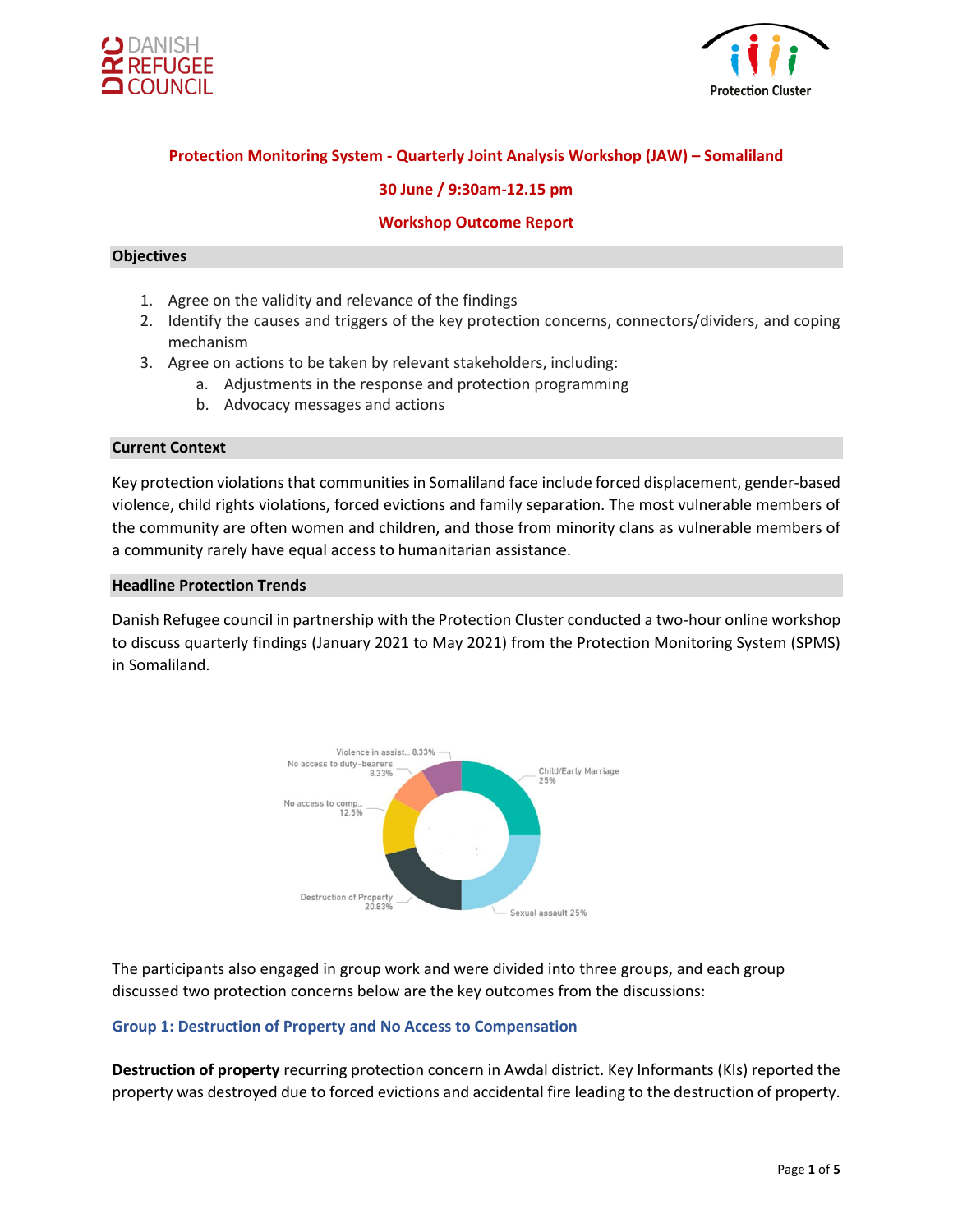DANISH REFUGEE COUNCIL

Protection Cluster

# Protection Monitoring System - Quarterly Joint Analysis Workshop (JAW) – Somaliland

**30 June / 9:30am-12.15 pm**

**Workshop Outcome Report**

## Objectives

1. Agree on the validity and relevance of the findings
2. Identify the causes and triggers of the key protection concerns, connectors/dividers, and coping mechanism
3. Agree on actions to be taken by relevant stakeholders, including:
   a. Adjustments in the response and protection programming
   b. Advocacy messages and actions

## Current Context

Key protection violations that communities in Somaliland face include forced displacement, gender-based violence, child rights violations, forced evictions and family separation. The most vulnerable members of the community are often women and children, and those from minority clans as vulnerable members of a community rarely have equal access to humanitarian assistance.

## Headline Protection Trends

Danish Refugee council in partnership with the Protection Cluster conducted a two-hour online workshop to discuss quarterly findings (January 2021 to May 2021) from the Protection Monitoring System (SPMS) in Somaliland.

Violence in assist... 8.33%
No access to duty-bearers 8.33%
No access to comp... 12.5%
Destruction of Property 20.83%
Child/Early Marriage 25%
Sexual assault 25%

The participants also engaged in group work and were divided into three groups, and each group discussed two protection concerns below are the key outcomes from the discussions:

### Group 1: Destruction of Property and No Access to Compensation

**Destruction of property** recurring protection concern in Awdal district. Key Informants (KIs) reported the property was destroyed due to forced evictions and accidental fire leading to the destruction of property.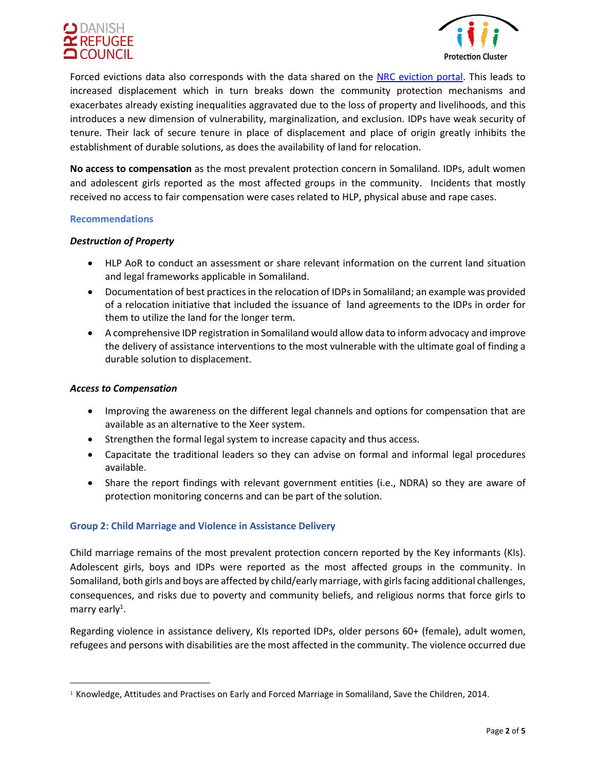Forced evictions data also corresponds with the data shared on the [NRC eviction portal](). This leads to increased displacement which in turn breaks down the community protection mechanisms and exacerbates already existing inequalities aggravated due to the loss of property and livelihoods, and this introduces a new dimension of vulnerability, marginalization, and exclusion. IDPs have weak security of tenure. Their lack of secure tenure in place of displacement and place of origin greatly inhibits the establishment of durable solutions, as does the availability of land for relocation.

**No access to compensation** as the most prevalent protection concern in Somaliland. IDPs, adult women and adolescent girls reported as the most affected groups in the community. Incidents that mostly received no access to fair compensation were cases related to HLP, physical abuse and rape cases.

### Recommendations

***Destruction of Property***

- HLP AoR to conduct an assessment or share relevant information on the current land situation and legal frameworks applicable in Somaliland.
- Documentation of best practices in the relocation of IDPs in Somaliland; an example was provided of a relocation initiative that included the issuance of land agreements to the IDPs in order for them to utilize the land for the longer term.
- A comprehensive IDP registration in Somaliland would allow data to inform advocacy and improve the delivery of assistance interventions to the most vulnerable with the ultimate goal of finding a durable solution to displacement.

***Access to Compensation***

- Improving the awareness on the different legal channels and options for compensation that are available as an alternative to the Xeer system.
- Strengthen the formal legal system to increase capacity and thus access.
- Capacitate the traditional leaders so they can advise on formal and informal legal procedures available.
- Share the report findings with relevant government entities (i.e., NDRA) so they are aware of protection monitoring concerns and can be part of the solution.

### Group 2: Child Marriage and Violence in Assistance Delivery

Child marriage remains of the most prevalent protection concern reported by the Key informants (KIs). Adolescent girls, boys and IDPs were reported as the most affected groups in the community. In Somaliland, both girls and boys are affected by child/early marriage, with girls facing additional challenges, consequences, and risks due to poverty and community beliefs, and religious norms that force girls to marry early[1].

Regarding violence in assistance delivery, KIs reported IDPs, older persons 60+ (female), adult women, refugees and persons with disabilities are the most affected in the community. The violence occurred due

[1] Knowledge, Attitudes and Practises on Early and Forced Marriage in Somaliland, Save the Children, 2014.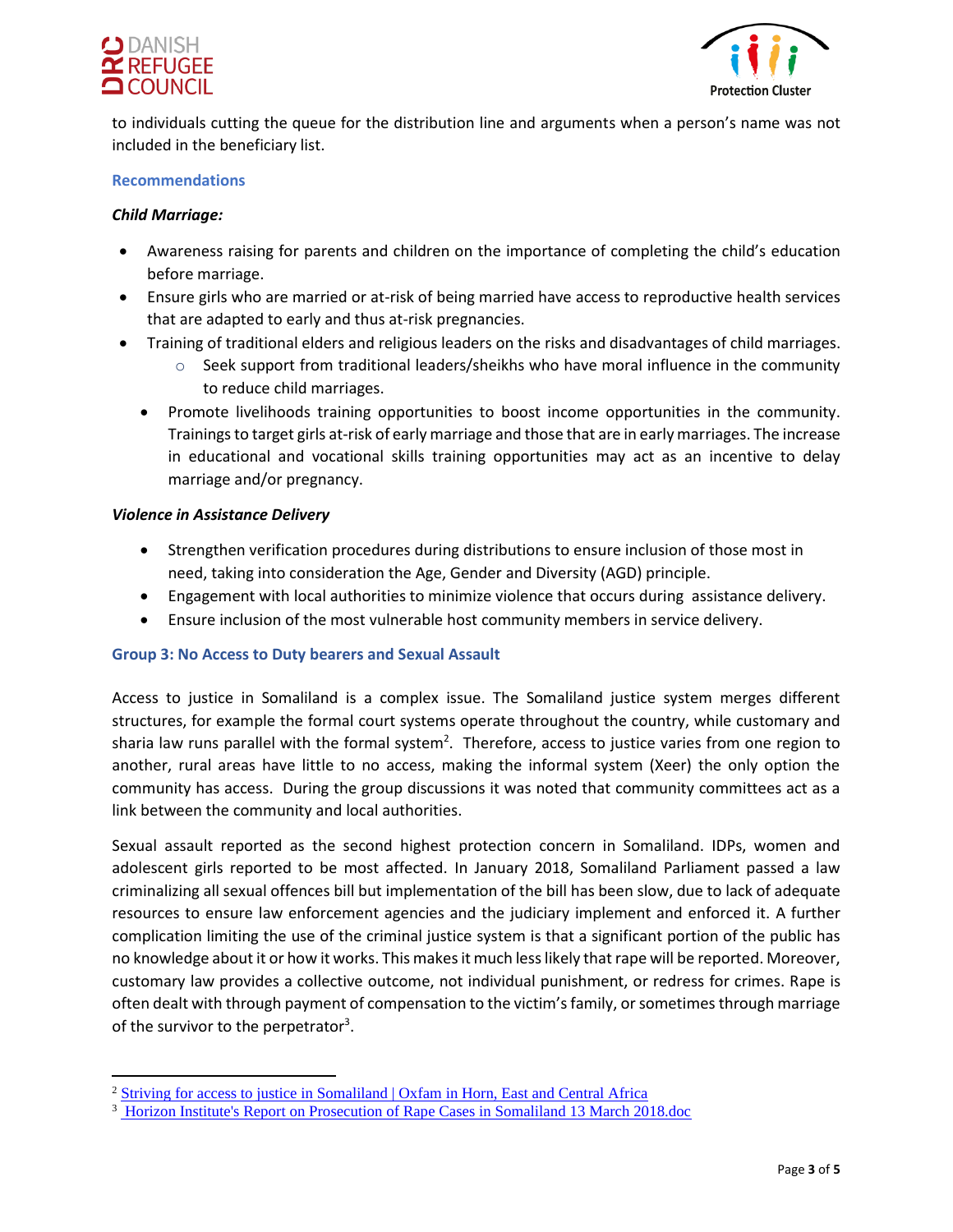to individuals cutting the queue for the distribution line and arguments when a person's name was not included in the beneficiary list.

### Recommendations

***Child Marriage:***

- Awareness raising for parents and children on the importance of completing the child's education before marriage.
- Ensure girls who are married or at-risk of being married have access to reproductive health services that are adapted to early and thus at-risk pregnancies.
- Training of traditional elders and religious leaders on the risks and disadvantages of child marriages.
  - Seek support from traditional leaders/sheikhs who have moral influence in the community to reduce child marriages.
- Promote livelihoods training opportunities to boost income opportunities in the community. Trainings to target girls at-risk of early marriage and those that are in early marriages. The increase in educational and vocational skills training opportunities may act as an incentive to delay marriage and/or pregnancy.

***Violence in Assistance Delivery***

- Strengthen verification procedures during distributions to ensure inclusion of those most in need, taking into consideration the Age, Gender and Diversity (AGD) principle.
- Engagement with local authorities to minimize violence that occurs during assistance delivery.
- Ensure inclusion of the most vulnerable host community members in service delivery.

### Group 3: No Access to Duty bearers and Sexual Assault

Access to justice in Somaliland is a complex issue. The Somaliland justice system merges different structures, for example the formal court systems operate throughout the country, while customary and sharia law runs parallel with the formal system[2]. Therefore, access to justice varies from one region to another, rural areas have little to no access, making the informal system (Xeer) the only option the community has access. During the group discussions it was noted that community committees act as a link between the community and local authorities.

Sexual assault reported as the second highest protection concern in Somaliland. IDPs, women and adolescent girls reported to be most affected. In January 2018, Somaliland Parliament passed a law criminalizing all sexual offences bill but implementation of the bill has been slow, due to lack of adequate resources to ensure law enforcement agencies and the judiciary implement and enforced it. A further complication limiting the use of the criminal justice system is that a significant portion of the public has no knowledge about it or how it works. This makes it much less likely that rape will be reported. Moreover, customary law provides a collective outcome, not individual punishment, or redress for crimes. Rape is often dealt with through payment of compensation to the victim's family, or sometimes through marriage of the survivor to the perpetrator[3].

---

[2] Striving for access to justice in Somaliland | Oxfam in Horn, East and Central Africa

[3] Horizon Institute's Report on Prosecution of Rape Cases in Somaliland 13 March 2018.doc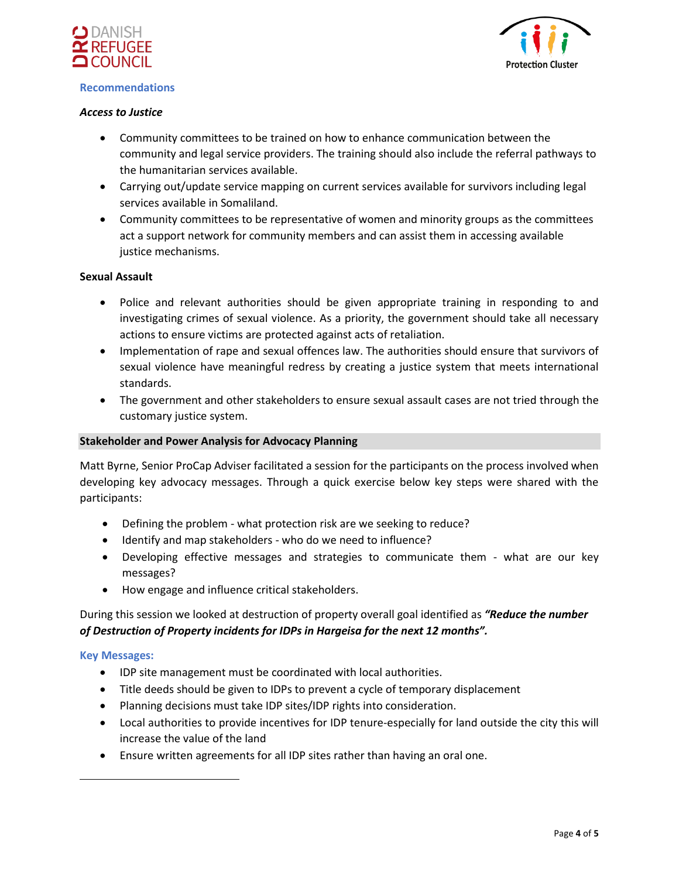## Recommendations

### *Access to Justice*

- Community committees to be trained on how to enhance communication between the community and legal service providers. The training should also include the referral pathways to the humanitarian services available.
- Carrying out/update service mapping on current services available for survivors including legal services available in Somaliland.
- Community committees to be representative of women and minority groups as the committees act a support network for community members and can assist them in accessing available justice mechanisms.

### Sexual Assault

- Police and relevant authorities should be given appropriate training in responding to and investigating crimes of sexual violence. As a priority, the government should take all necessary actions to ensure victims are protected against acts of retaliation.
- Implementation of rape and sexual offences law. The authorities should ensure that survivors of sexual violence have meaningful redress by creating a justice system that meets international standards.
- The government and other stakeholders to ensure sexual assault cases are not tried through the customary justice system.

## Stakeholder and Power Analysis for Advocacy Planning

Matt Byrne, Senior ProCap Adviser facilitated a session for the participants on the process involved when developing key advocacy messages. Through a quick exercise below key steps were shared with the participants:

- Defining the problem - what protection risk are we seeking to reduce?
- Identify and map stakeholders - who do we need to influence?
- Developing effective messages and strategies to communicate them - what are our key messages?
- How engage and influence critical stakeholders.

During this session we looked at destruction of property overall goal identified as ***"Reduce the number of Destruction of Property incidents for IDPs in Hargeisa for the next 12 months".***

### Key Messages:

- IDP site management must be coordinated with local authorities.
- Title deeds should be given to IDPs to prevent a cycle of temporary displacement
- Planning decisions must take IDP sites/IDP rights into consideration.
- Local authorities to provide incentives for IDP tenure-especially for land outside the city this will increase the value of the land
- Ensure written agreements for all IDP sites rather than having an oral one.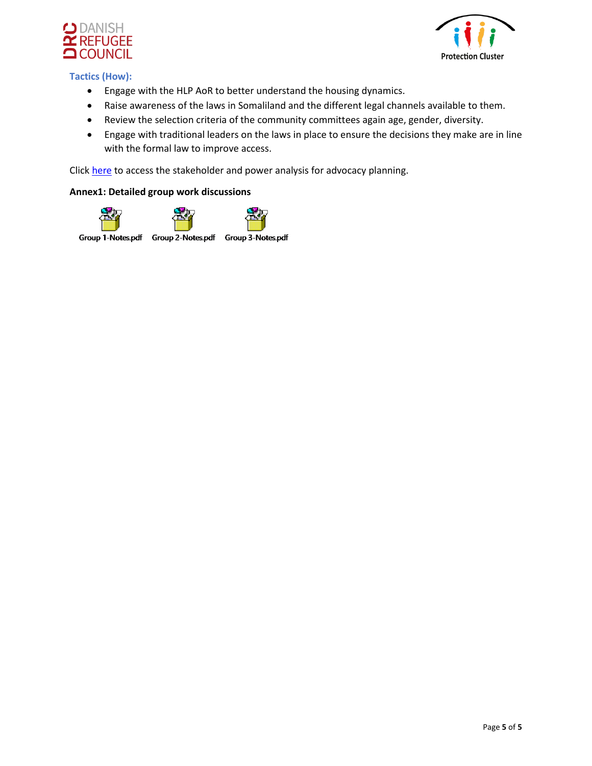### Tactics (How):

- Engage with the HLP AoR to better understand the housing dynamics.
- Raise awareness of the laws in Somaliland and the different legal channels available to them.
- Review the selection criteria of the community committees again age, gender, diversity.
- Engage with traditional leaders on the laws in place to ensure the decisions they make are in line with the formal law to improve access.

Click here to access the stakeholder and power analysis for advocacy planning.

**Annex1: Detailed group work discussions**

Group 1-Notes.pdf Group 2-Notes.pdf Group 3-Notes.pdf